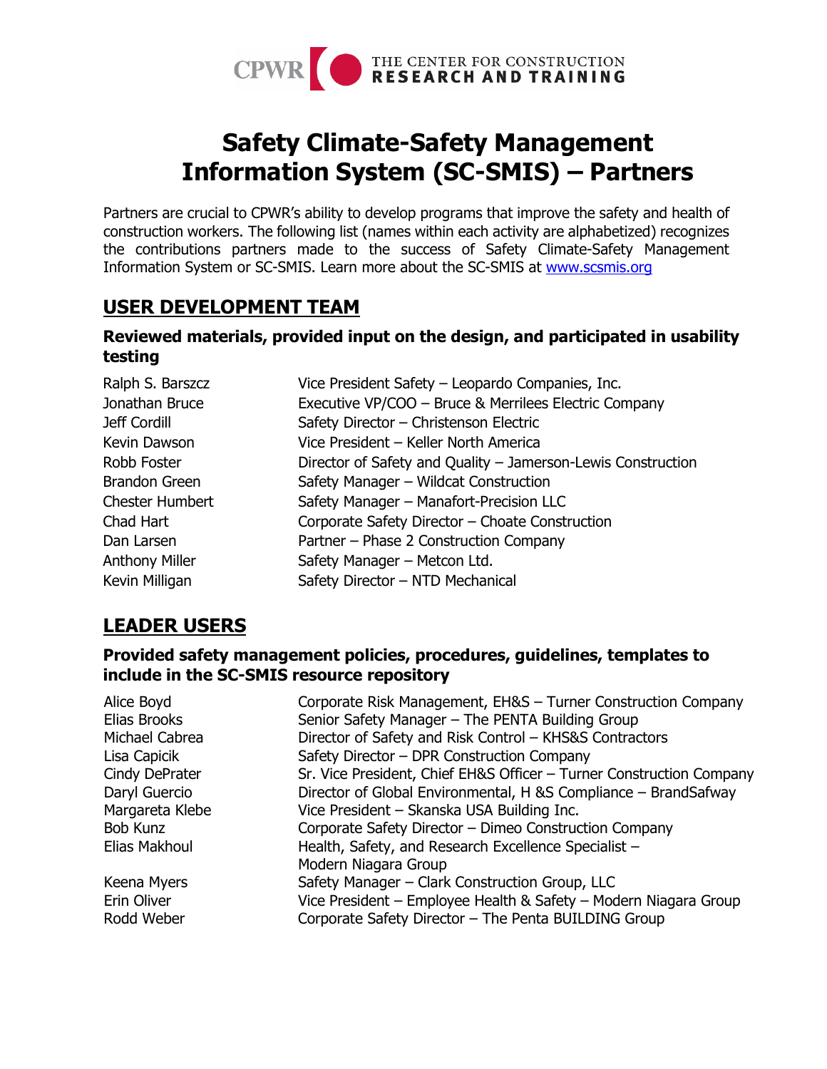CPWR THE CENTER FOR CONSTRUCTION RESEARCH AND TRAINING

# Safety Climate-Safety Management Information System (SC-SMIS) – Partners

Partners are crucial to CPWR's ability to develop programs that improve the safety and health of construction workers. The following list (names within each activity are alphabetized) recognizes the contributions partners made to the success of Safety Climate-Safety Management Information System or SC-SMIS. Learn more about the SC-SMIS at www.scsmis.org

## USER DEVELOPMENT TEAM

### Reviewed materials, provided input on the design, and participated in usability testing

| | |
|---|---|
| Ralph S. Barszcz | Vice President Safety – Leopardo Companies, Inc. |
| Jonathan Bruce | Executive VP/COO – Bruce & Merrilees Electric Company |
| Jeff Cordill | Safety Director – Christenson Electric |
| Kevin Dawson | Vice President – Keller North America |
| Robb Foster | Director of Safety and Quality – Jamerson-Lewis Construction |
| Brandon Green | Safety Manager – Wildcat Construction |
| Chester Humbert | Safety Manager – Manafort-Precision LLC |
| Chad Hart | Corporate Safety Director – Choate Construction |
| Dan Larsen | Partner – Phase 2 Construction Company |
| Anthony Miller | Safety Manager – Metcon Ltd. |
| Kevin Milligan | Safety Director – NTD Mechanical |

## LEADER USERS

### Provided safety management policies, procedures, guidelines, templates to include in the SC-SMIS resource repository

| | |
|---|---|
| Alice Boyd | Corporate Risk Management, EH&S – Turner Construction Company |
| Elias Brooks | Senior Safety Manager – The PENTA Building Group |
| Michael Cabrea | Director of Safety and Risk Control – KHS&S Contractors |
| Lisa Capicik | Safety Director – DPR Construction Company |
| Cindy DePrater | Sr. Vice President, Chief EH&S Officer – Turner Construction Company |
| Daryl Guercio | Director of Global Environmental, H &S Compliance – BrandSafway |
| Margareta Klebe | Vice President – Skanska USA Building Inc. |
| Bob Kunz | Corporate Safety Director – Dimeo Construction Company |
| Elias Makhoul | Health, Safety, and Research Excellence Specialist – Modern Niagara Group |
| Keena Myers | Safety Manager – Clark Construction Group, LLC |
| Erin Oliver | Vice President – Employee Health & Safety – Modern Niagara Group |
| Rodd Weber | Corporate Safety Director – The Penta BUILDING Group |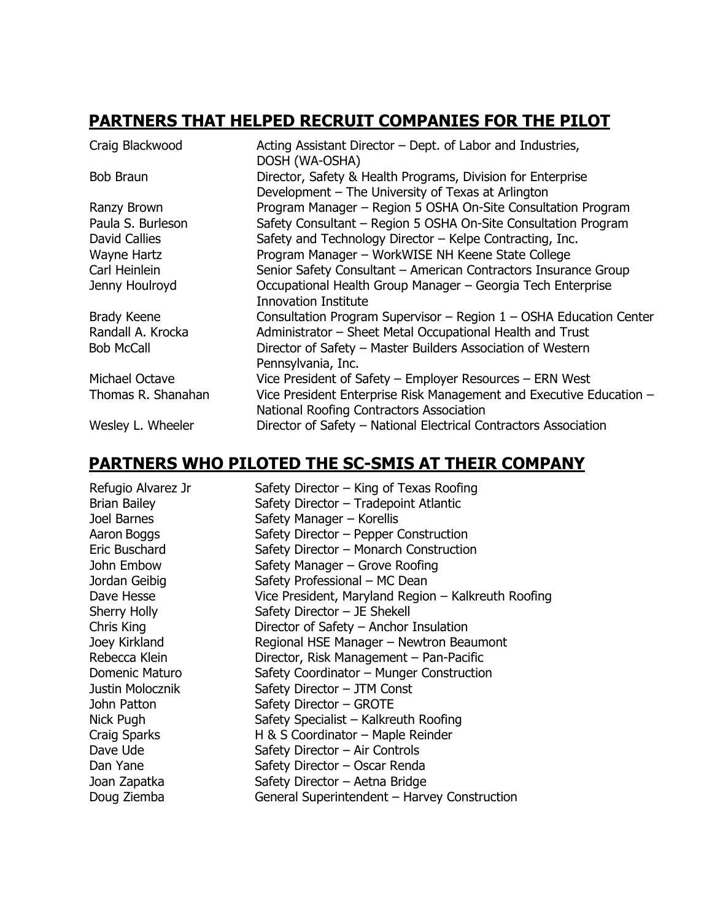## PARTNERS THAT HELPED RECRUIT COMPANIES FOR THE PILOT

| | |
|---|---|
| Craig Blackwood | Acting Assistant Director – Dept. of Labor and Industries, DOSH (WA-OSHA) |
| Bob Braun | Director, Safety & Health Programs, Division for Enterprise Development – The University of Texas at Arlington |
| Ranzy Brown | Program Manager – Region 5 OSHA On-Site Consultation Program |
| Paula S. Burleson | Safety Consultant – Region 5 OSHA On-Site Consultation Program |
| David Callies | Safety and Technology Director – Kelpe Contracting, Inc. |
| Wayne Hartz | Program Manager – WorkWISE NH Keene State College |
| Carl Heinlein | Senior Safety Consultant – American Contractors Insurance Group |
| Jenny Houlroyd | Occupational Health Group Manager – Georgia Tech Enterprise Innovation Institute |
| Brady Keene | Consultation Program Supervisor – Region 1 – OSHA Education Center |
| Randall A. Krocka | Administrator – Sheet Metal Occupational Health and Trust |
| Bob McCall | Director of Safety – Master Builders Association of Western Pennsylvania, Inc. |
| Michael Octave | Vice President of Safety – Employer Resources – ERN West |
| Thomas R. Shanahan | Vice President Enterprise Risk Management and Executive Education – National Roofing Contractors Association |
| Wesley L. Wheeler | Director of Safety – National Electrical Contractors Association |

## PARTNERS WHO PILOTED THE SC-SMIS AT THEIR COMPANY

| | |
|---|---|
| Refugio Alvarez Jr | Safety Director – King of Texas Roofing |
| Brian Bailey | Safety Director – Tradepoint Atlantic |
| Joel Barnes | Safety Manager – Korellis |
| Aaron Boggs | Safety Director – Pepper Construction |
| Eric Buschard | Safety Director – Monarch Construction |
| John Embow | Safety Manager – Grove Roofing |
| Jordan Geibig | Safety Professional – MC Dean |
| Dave Hesse | Vice President, Maryland Region – Kalkreuth Roofing |
| Sherry Holly | Safety Director – JE Shekell |
| Chris King | Director of Safety – Anchor Insulation |
| Joey Kirkland | Regional HSE Manager – Newtron Beaumont |
| Rebecca Klein | Director, Risk Management – Pan-Pacific |
| Domenic Maturo | Safety Coordinator – Munger Construction |
| Justin Molocznik | Safety Director – JTM Const |
| John Patton | Safety Director – GROTE |
| Nick Pugh | Safety Specialist – Kalkreuth Roofing |
| Craig Sparks | H & S Coordinator – Maple Reinder |
| Dave Ude | Safety Director – Air Controls |
| Dan Yane | Safety Director – Oscar Renda |
| Joan Zapatka | Safety Director – Aetna Bridge |
| Doug Ziemba | General Superintendent – Harvey Construction |